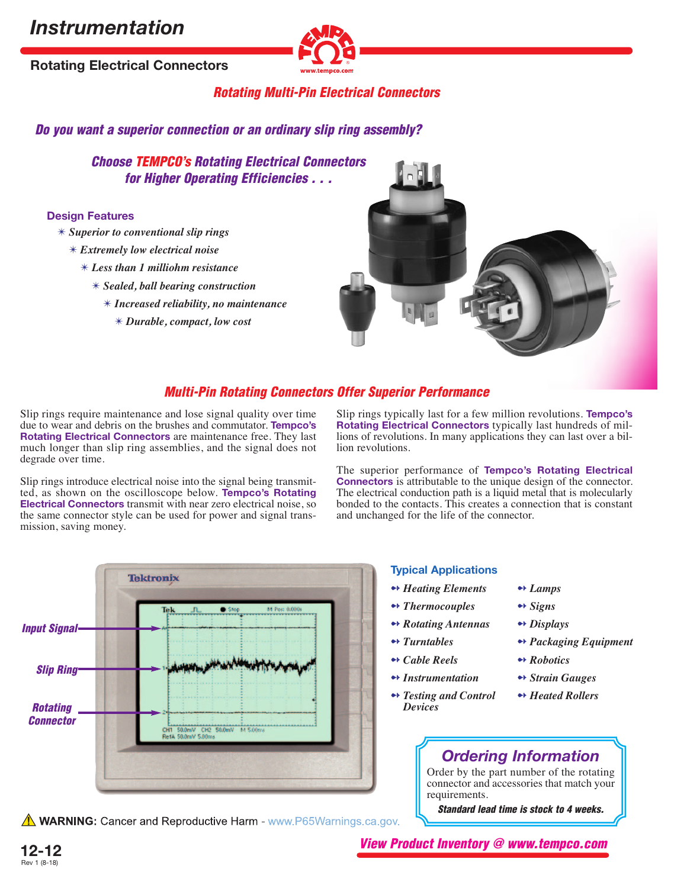# Instrumentation

## Rotating Electrical Connectors

### *Rotating Multi-Pin Electrical Connectors*

***Do you want a superior connection or an ordinary slip ring assembly?***

***Choose TEMPCO's Rotating Electrical Connectors for Higher Operating Efficiencies . . .***

**Design Features**

- *Superior to conventional slip rings*
- *Extremely low electrical noise*
- *Less than 1 milliohm resistance*
- *Sealed, ball bearing construction*
- *Increased reliability, no maintenance*
- *Durable, compact, low cost*

### *Multi-Pin Rotating Connectors Offer Superior Performance*

Slip rings require maintenance and lose signal quality over time due to wear and debris on the brushes and commutator. **Tempco's Rotating Electrical Connectors** are maintenance free. They last much longer than slip ring assemblies, and the signal does not degrade over time.

Slip rings introduce electrical noise into the signal being transmitted, as shown on the oscilloscope below. **Tempco's Rotating Electrical Connectors** transmit with near zero electrical noise, so the same connector style can be used for power and signal transmission, saving money.

Slip rings typically last for a few million revolutions. **Tempco's Rotating Electrical Connectors** typically last hundreds of millions of revolutions. In many applications they can last over a billion revolutions.

The superior performance of **Tempco's Rotating Electrical Connectors** is attributable to the unique design of the connector. The electrical conduction path is a liquid metal that is molecularly bonded to the contacts. This creates a connection that is constant and unchanged for the life of the connector.

*Input Signal*

*Slip Ring*

*Rotating Connector*

**Typical Applications**

- *Heating Elements*
- *Thermocouples*
- *Rotating Antennas*
- *Turntables*
- *Cable Reels*
- *Instrumentation*
- *Testing and Control Devices*
- *Lamps*
- *Signs*
- *Displays*
- *Packaging Equipment*
- *Robotics*
- *Strain Gauges*
- *Heated Rollers*

## *Ordering Information*

Order by the part number of the rotating connector and accessories that match your requirements.

***Standard lead time is stock to 4 weeks.***

⚠ **WARNING:** Cancer and Reproductive Harm - www.P65Warnings.ca.gov.

***View Product Inventory @ www.tempco.com***

Rev 1 (8-18)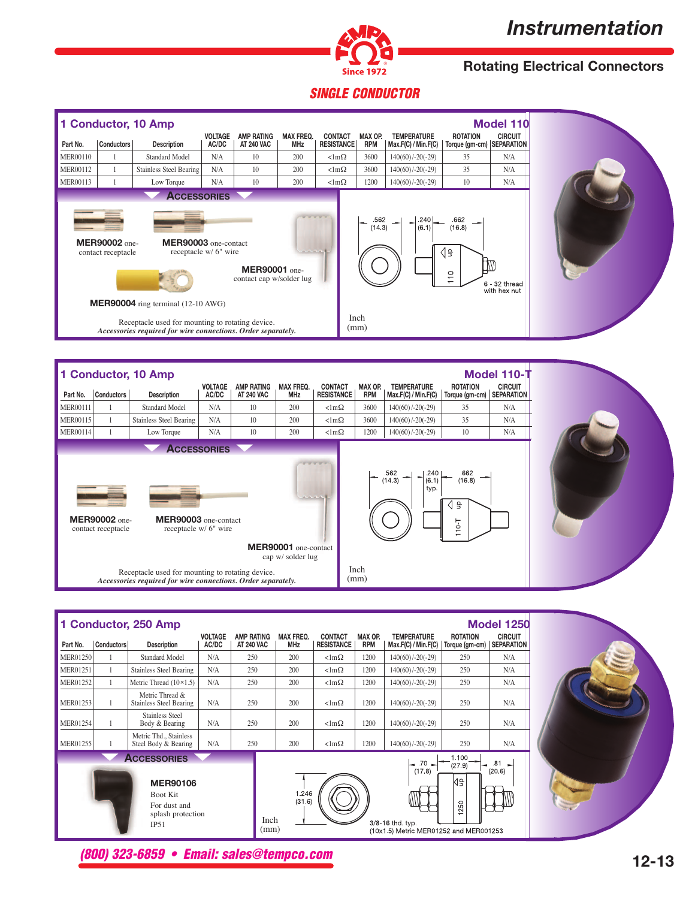# Instrumentation

## Rotating Electrical Connectors

### SINGLE CONDUCTOR

## 1 Conductor, 10 Amp — Model 110

| Part No. | Conductors | Description | VOLTAGE AC/DC | AMP RATING AT 240 VAC | MAX FREQ. MHz | CONTACT RESISTANCE | MAX OP. RPM | TEMPERATURE Max.F(C) / Min.F(C) | ROTATION Torque (gm-cm) | CIRCUIT SEPARATION |
|---|---|---|---|---|---|---|---|---|---|---|
| MER00110 | 1 | Standard Model | N/A | 10 | 200 | <1mΩ | 3600 | 140(60)/-20(-29) | 35 | N/A |
| MER00112 | 1 | Stainless Steel Bearing | N/A | 10 | 200 | <1mΩ | 3600 | 140(60)/-20(-29) | 35 | N/A |
| MER00113 | 1 | Low Torque | N/A | 10 | 200 | <1mΩ | 1200 | 140(60)/-20(-29) | 10 | N/A |

### Accessories

**MER90002** one-contact receptacle

**MER90003** one-contact receptacle w/ 6" wire

**MER90001** one-contact cap w/solder lug

**MER90004** ring terminal (12-10 AWG)

Receptacle used for mounting to rotating device.
*Accessories required for wire connections. Order separately.*

Dimensions: .562 (14.3); .240 (6.1); .662 (16.8); 6 - 32 thread with hex nut. Inch (mm)

## 1 Conductor, 10 Amp — Model 110-T

| Part No. | Conductors | Description | VOLTAGE AC/DC | AMP RATING AT 240 VAC | MAX FREQ. MHz | CONTACT RESISTANCE | MAX OP. RPM | TEMPERATURE Max.F(C) / Min.F(C) | ROTATION Torque (gm-cm) | CIRCUIT SEPARATION |
|---|---|---|---|---|---|---|---|---|---|---|
| MER00111 | 1 | Standard Model | N/A | 10 | 200 | <1mΩ | 3600 | 140(60)/-20(-29) | 35 | N/A |
| MER00115 | 1 | Stainless Steel Bearing | N/A | 10 | 200 | <1mΩ | 3600 | 140(60)/-20(-29) | 35 | N/A |
| MER00114 | 1 | Low Torque | N/A | 10 | 200 | <1mΩ | 1200 | 140(60)/-20(-29) | 10 | N/A |

### Accessories

**MER90002** one-contact receptacle

**MER90003** one-contact receptacle w/ 6" wire

**MER90001** one-contact cap w/ solder lug

Receptacle used for mounting to rotating device.
*Accessories required for wire connections. Order separately.*

Dimensions: .562 (14.3); .240 (6.1) typ.; .662 (16.8). Inch (mm)

## 1 Conductor, 250 Amp — Model 1250

| Part No. | Conductors | Description | VOLTAGE AC/DC | AMP RATING AT 240 VAC | MAX FREQ. MHz | CONTACT RESISTANCE | MAX OP. RPM | TEMPERATURE Max.F(C) / Min.F(C) | ROTATION Torque (gm-cm) | CIRCUIT SEPARATION |
|---|---|---|---|---|---|---|---|---|---|---|
| MER01250 | 1 | Standard Model | N/A | 250 | 200 | <1mΩ | 1200 | 140(60)/-20(-29) | 250 | N/A |
| MER01251 | 1 | Stainless Steel Bearing | N/A | 250 | 200 | <1mΩ | 1200 | 140(60)/-20(-29) | 250 | N/A |
| MER01252 | 1 | Metric Thread (10×1.5) | N/A | 250 | 200 | <1mΩ | 1200 | 140(60)/-20(-29) | 250 | N/A |
| MER01253 | 1 | Metric Thread & Stainless Steel Bearing | N/A | 250 | 200 | <1mΩ | 1200 | 140(60)/-20(-29) | 250 | N/A |
| MER01254 | 1 | Stainless Steel Body & Bearing | N/A | 250 | 200 | <1mΩ | 1200 | 140(60)/-20(-29) | 250 | N/A |
| MER01255 | 1 | Metric Thd., Stainless Steel Body & Bearing | N/A | 250 | 200 | <1mΩ | 1200 | 140(60)/-20(-29) | 250 | N/A |

### Accessories

**MER90106**
Boot Kit
For dust and splash protection
IP51

Dimensions: 1.246 (31.6); .70 (17.8); 1.100 (27.9); .81 (20.6); 3/8-16 thd. typ. (10x1.5) Metric MER01252 and MER001253. Inch (mm)

*(800) 323-6859 • Email: sales@tempco.com*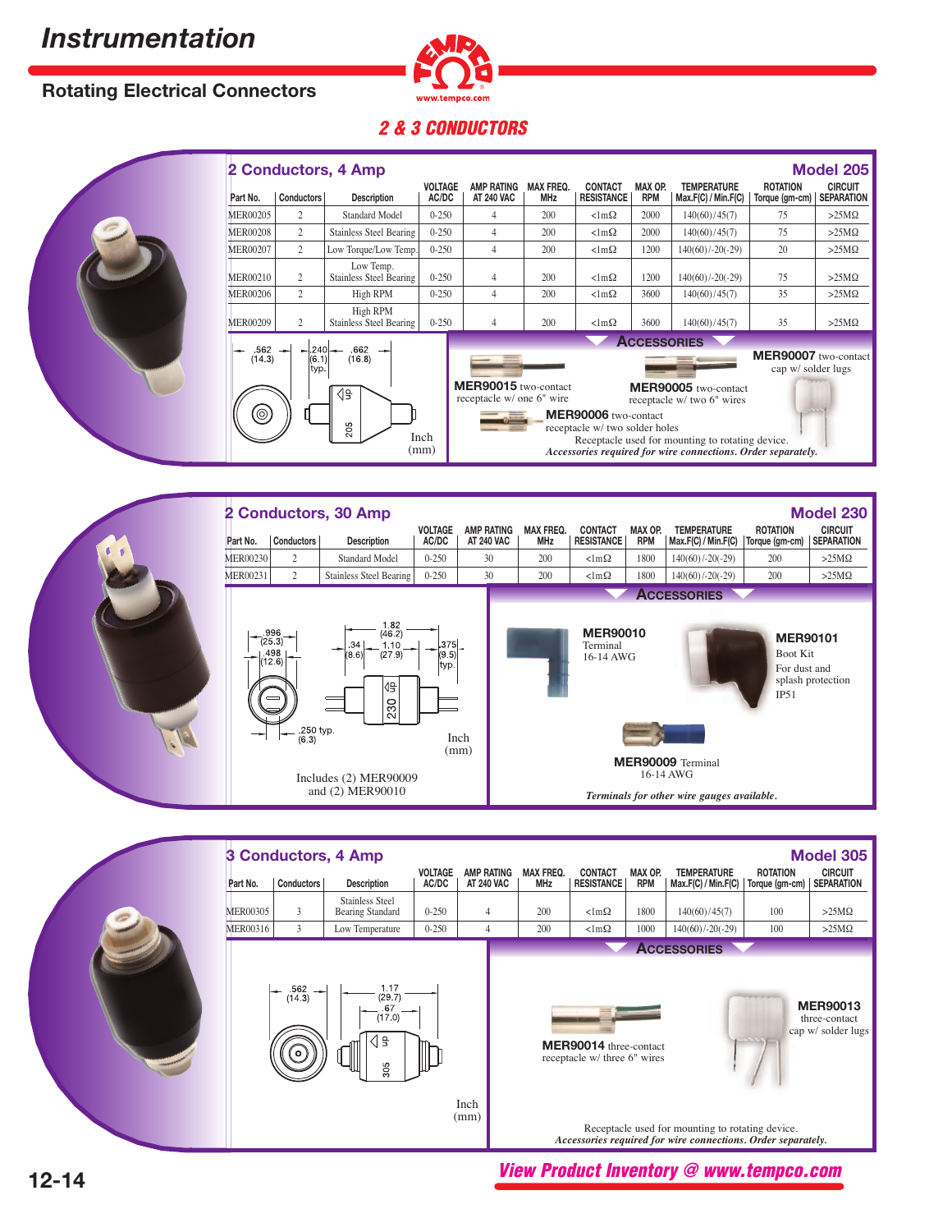# Instrumentation

## Rotating Electrical Connectors

### 2 & 3 CONDUCTORS

## 2 Conductors, 4 Amp — Model 205

| Part No. | Conductors | Description | VOLTAGE AC/DC | AMP RATING AT 240 VAC | MAX FREQ. MHz | CONTACT RESISTANCE | MAX OP. RPM | TEMPERATURE Max.F(C) / Min.F(C) | ROTATION Torque (gm-cm) | CIRCUIT SEPARATION |
|---|---|---|---|---|---|---|---|---|---|---|
| MER00205 | 2 | Standard Model | 0-250 | 4 | 200 | <1mΩ | 2000 | 140(60)/45(7) | 75 | >25MΩ |
| MER00208 | 2 | Stainless Steel Bearing | 0-250 | 4 | 200 | <1mΩ | 2000 | 140(60)/45(7) | 75 | >25MΩ |
| MER00207 | 2 | Low Torque/Low Temp. | 0-250 | 4 | 200 | <1mΩ | 1200 | 140(60)/-20(-29) | 20 | >25MΩ |
| MER00210 | 2 | Low Temp. Stainless Steel Bearing | 0-250 | 4 | 200 | <1mΩ | 1200 | 140(60)/-20(-29) | 75 | >25MΩ |
| MER00206 | 2 | High RPM | 0-250 | 4 | 200 | <1mΩ | 3600 | 140(60)/45(7) | 35 | >25MΩ |
| MER00209 | 2 | High RPM Stainless Steel Bearing | 0-250 | 4 | 200 | <1mΩ | 3600 | 140(60)/45(7) | 35 | >25MΩ |

.562 (14.3) .240 (6.1) typ. .662 (16.8) — Inch (mm)

### Accessories

**MER90015** two-contact receptacle w/ one 6" wire

**MER90005** two-contact receptacle w/ two 6" wires

**MER90007** two-contact cap w/ solder lugs

**MER90006** two-contact receptacle w/ two solder holes

Receptacle used for mounting to rotating device.
*Accessories required for wire connections. Order separately.*

## 2 Conductors, 30 Amp — Model 230

| Part No. | Conductors | Description | VOLTAGE AC/DC | AMP RATING AT 240 VAC | MAX FREQ. MHz | CONTACT RESISTANCE | MAX OP. RPM | TEMPERATURE Max.F(C) / Min.F(C) | ROTATION Torque (gm-cm) | CIRCUIT SEPARATION |
|---|---|---|---|---|---|---|---|---|---|---|
| MER00230 | 2 | Standard Model | 0-250 | 30 | 200 | <1mΩ | 1800 | 140(60)/-20(-29) | 200 | >25MΩ |
| MER00231 | 2 | Stainless Steel Bearing | 0-250 | 30 | 200 | <1mΩ | 1800 | 140(60)/-20(-29) | 200 | >25MΩ |

.996 (25.3) .498 (12.6) .34 (8.6) 1.82 (46.2) 1.10 (27.9) .375 (9.5) typ. .250 typ. (6.3) — Inch (mm)

Includes (2) MER90009 and (2) MER90010

### Accessories

**MER90010** Terminal 16-14 AWG

**MER90101** Boot Kit — For dust and splash protection IP51

**MER90009** Terminal 16-14 AWG

*Terminals for other wire gauges available.*

## 3 Conductors, 4 Amp — Model 305

| Part No. | Conductors | Description | VOLTAGE AC/DC | AMP RATING AT 240 VAC | MAX FREQ. MHz | CONTACT RESISTANCE | MAX OP. RPM | TEMPERATURE Max.F(C) / Min.F(C) | ROTATION Torque (gm-cm) | CIRCUIT SEPARATION |
|---|---|---|---|---|---|---|---|---|---|---|
| MER00305 | 3 | Stainless Steel Bearing Standard | 0-250 | 4 | 200 | <1mΩ | 1800 | 140(60)/45(7) | 100 | >25MΩ |
| MER00316 | 3 | Low Temperature | 0-250 | 4 | 200 | <1mΩ | 1000 | 140(60)/-20(-29) | 100 | >25MΩ |

.562 (14.3) 1.17 (29.7) .67 (17.0) — Inch (mm)

### Accessories

**MER90014** three-contact receptacle w/ three 6" wires

**MER90013** three-contact cap w/ solder lugs

Receptacle used for mounting to rotating device.
*Accessories required for wire connections. Order separately.*

*View Product Inventory @ www.tempco.com*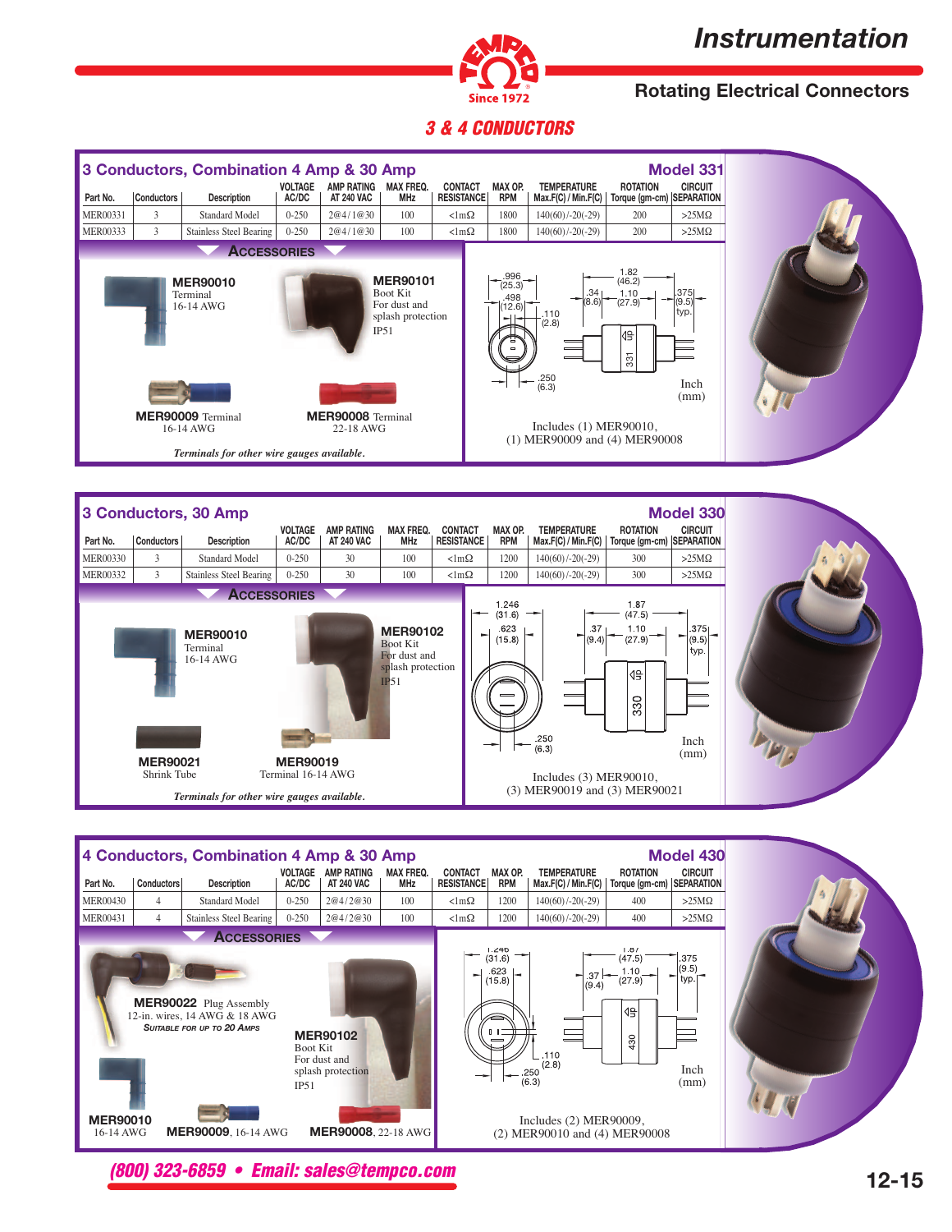# Instrumentation

## Rotating Electrical Connectors

### 3 & 4 CONDUCTORS

## 3 Conductors, Combination 4 Amp & 30 Amp — Model 331

| Part No. | Conductors | Description | VOLTAGE AC/DC | AMP RATING AT 240 VAC | MAX FREQ. MHz | CONTACT RESISTANCE | MAX OP. RPM | TEMPERATURE Max.F(C) / Min.F(C) | ROTATION Torque (gm-cm) | CIRCUIT SEPARATION |
|---|---|---|---|---|---|---|---|---|---|---|
| MER00331 | 3 | Standard Model | 0-250 | 2@4/1@30 | 100 | <1mΩ | 1800 | 140(60)/-20(-29) | 200 | >25MΩ |
| MER00333 | 3 | Stainless Steel Bearing | 0-250 | 2@4/1@30 | 100 | <1mΩ | 1800 | 140(60)/-20(-29) | 200 | >25MΩ |

### Accessories

**MER90010** Terminal 16-14 AWG

**MER90101** Boot Kit For dust and splash protection IP51

**MER90009** Terminal 16-14 AWG

**MER90008** Terminal 22-18 AWG

*Terminals for other wire gauges available.*

Dimensions: .996 (25.3); .498 (12.6); .110 (2.8); .250 (6.3); .34 (8.6); 1.82 (46.2); 1.10 (27.9); .375 (9.5) typ. Inch (mm)

Includes (1) MER90010, (1) MER90009 and (4) MER90008

## 3 Conductors, 30 Amp — Model 330

| Part No. | Conductors | Description | VOLTAGE AC/DC | AMP RATING AT 240 VAC | MAX FREQ. MHz | CONTACT RESISTANCE | MAX OP. RPM | TEMPERATURE Max.F(C) / Min.F(C) | ROTATION Torque (gm-cm) | CIRCUIT SEPARATION |
|---|---|---|---|---|---|---|---|---|---|---|
| MER00330 | 3 | Standard Model | 0-250 | 30 | 100 | <1mΩ | 1200 | 140(60)/-20(-29) | 300 | >25MΩ |
| MER00332 | 3 | Stainless Steel Bearing | 0-250 | 30 | 100 | <1mΩ | 1200 | 140(60)/-20(-29) | 300 | >25MΩ |

### Accessories

**MER90010** Terminal 16-14 AWG

**MER90102** Boot Kit For dust and splash protection IP51

**MER90021** Shrink Tube

**MER90019** Terminal 16-14 AWG

*Terminals for other wire gauges available.*

Dimensions: 1.246 (31.6); .623 (15.8); .250 (6.3); .37 (9.4); 1.87 (47.5); 1.10 (27.9); .375 (9.5) typ. Inch (mm)

Includes (3) MER90010, (3) MER90019 and (3) MER90021

## 4 Conductors, Combination 4 Amp & 30 Amp — Model 430

| Part No. | Conductors | Description | VOLTAGE AC/DC | AMP RATING AT 240 VAC | MAX FREQ. MHz | CONTACT RESISTANCE | MAX OP. RPM | TEMPERATURE Max.F(C) / Min.F(C) | ROTATION Torque (gm-cm) | CIRCUIT SEPARATION |
|---|---|---|---|---|---|---|---|---|---|---|
| MER00430 | 4 | Standard Model | 0-250 | 2@4/2@30 | 100 | <1mΩ | 1200 | 140(60)/-20(-29) | 400 | >25MΩ |
| MER00431 | 4 | Stainless Steel Bearing | 0-250 | 2@4/2@30 | 100 | <1mΩ | 1200 | 140(60)/-20(-29) | 400 | >25MΩ |

### Accessories

**MER90022** Plug Assembly 12-in. wires, 14 AWG & 18 AWG *Suitable for up to 20 Amps*

**MER90102** Boot Kit For dust and splash protection IP51

**MER90010** 16-14 AWG

**MER90009**, 16-14 AWG

**MER90008**, 22-18 AWG

Dimensions: 1.246 (31.6); .623 (15.8); .110 (2.8); .250 (6.3); .37 (9.4); 1.87 (47.5); 1.10 (27.9); .375 (9.5) typ. Inch (mm)

Includes (2) MER90009, (2) MER90010 and (4) MER90008

*(800) 323-6859 • Email: sales@tempco.com*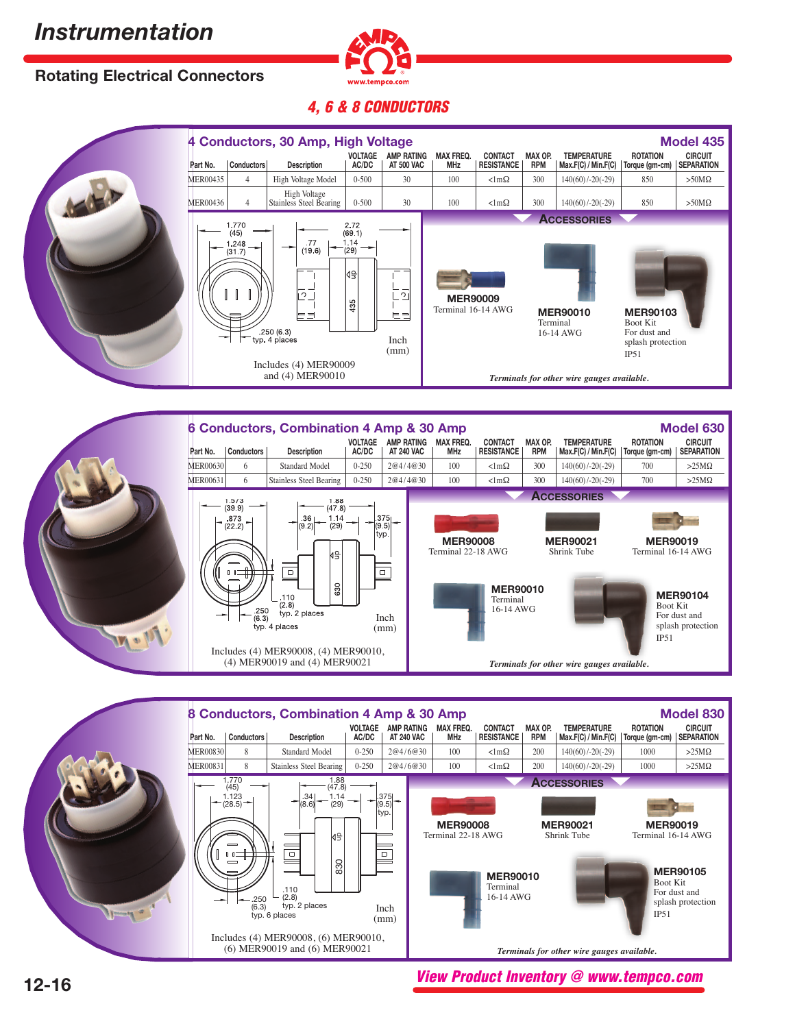# Instrumentation

## Rotating Electrical Connectors

### *4, 6 & 8 CONDUCTORS*

## 4 Conductors, 30 Amp, High Voltage — Model 435

| Part No. | Conductors | Description | VOLTAGE AC/DC | AMP RATING AT 500 VAC | MAX FREQ. MHz | CONTACT RESISTANCE | MAX OP. RPM | TEMPERATURE Max.F(C) / Min.F(C) | ROTATION Torque (gm-cm) | CIRCUIT SEPARATION |
|---|---|---|---|---|---|---|---|---|---|---|
| MER00435 | 4 | High Voltage Model | 0-500 | 30 | 100 | <1mΩ | 300 | 140(60)/-20(-29) | 850 | >50MΩ |
| MER00436 | 4 | High Voltage Stainless Steel Bearing | 0-500 | 30 | 100 | <1mΩ | 300 | 140(60)/-20(-29) | 850 | >50MΩ |

Dimensions: 1.770 (45); 1.248 (31.7); .77 (19.6); 2.72 (69.1); 1.14 (29); .250 (6.3) typ. 4 places. Inch (mm)

Includes (4) MER90009 and (4) MER90010

**ACCESSORIES**

- **MER90009** Terminal 16-14 AWG
- **MER90010** Terminal 16-14 AWG
- **MER90103** Boot Kit For dust and splash protection IP51

*Terminals for other wire gauges available.*

## 6 Conductors, Combination 4 Amp & 30 Amp — Model 630

| Part No. | Conductors | Description | VOLTAGE AC/DC | AMP RATING AT 240 VAC | MAX FREQ. MHz | CONTACT RESISTANCE | MAX OP. RPM | TEMPERATURE Max.F(C) / Min.F(C) | ROTATION Torque (gm-cm) | CIRCUIT SEPARATION |
|---|---|---|---|---|---|---|---|---|---|---|
| MER00630 | 6 | Standard Model | 0-250 | 2@4/4@30 | 100 | <1mΩ | 300 | 140(60)/-20(-29) | 700 | >25MΩ |
| MER00631 | 6 | Stainless Steel Bearing | 0-250 | 2@4/4@30 | 100 | <1mΩ | 300 | 140(60)/-20(-29) | 700 | >25MΩ |

Dimensions: 1.573 (39.9); .873 (22.2); .36 (9.2); 1.88 (47.8); 1.14 (29); .375 (9.5) typ.; .110 (2.8) typ. 2 places; .250 (6.3) typ. 4 places. Inch (mm)

Includes (4) MER90008, (4) MER90010, (4) MER90019 and (4) MER90021

**ACCESSORIES**

- **MER90008** Terminal 22-18 AWG
- **MER90021** Shrink Tube
- **MER90019** Terminal 16-14 AWG
- **MER90010** Terminal 16-14 AWG
- **MER90104** Boot Kit For dust and splash protection IP51

*Terminals for other wire gauges available.*

## 8 Conductors, Combination 4 Amp & 30 Amp — Model 830

| Part No. | Conductors | Description | VOLTAGE AC/DC | AMP RATING AT 240 VAC | MAX FREQ. MHz | CONTACT RESISTANCE | MAX OP. RPM | TEMPERATURE Max.F(C) / Min.F(C) | ROTATION Torque (gm-cm) | CIRCUIT SEPARATION |
|---|---|---|---|---|---|---|---|---|---|---|
| MER00830 | 8 | Standard Model | 0-250 | 2@4/6@30 | 100 | <1mΩ | 200 | 140(60)/-20(-29) | 1000 | >25MΩ |
| MER00831 | 8 | Stainless Steel Bearing | 0-250 | 2@4/6@30 | 100 | <1mΩ | 200 | 140(60)/-20(-29) | 1000 | >25MΩ |

Dimensions: 1.770 (45); 1.123 (28.5); .34 (8.6); 1.88 (47.8); 1.14 (29); .375 (9.5) typ.; .110 (2.8) typ. 2 places; .250 (6.3) typ. 6 places. Inch (mm)

Includes (4) MER90008, (6) MER90010, (6) MER90019 and (6) MER90021

**ACCESSORIES**

- **MER90008** Terminal 22-18 AWG
- **MER90021** Shrink Tube
- **MER90019** Terminal 16-14 AWG
- **MER90010** Terminal 16-14 AWG
- **MER90105** Boot Kit For dust and splash protection IP51

*Terminals for other wire gauges available.*

***View Product Inventory @ www.tempco.com***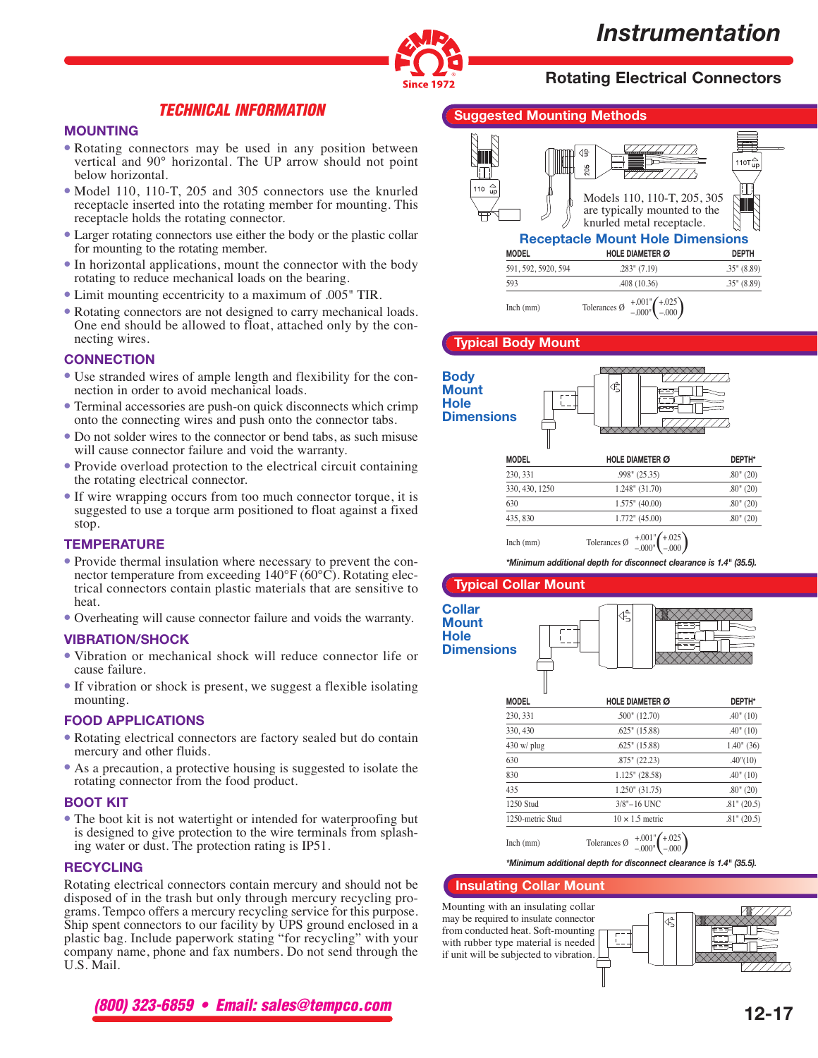# Instrumentation

## Rotating Electrical Connectors

## TECHNICAL INFORMATION

### MOUNTING

- Rotating connectors may be used in any position between vertical and 90° horizontal. The UP arrow should not point below horizontal.
- Model 110, 110-T, 205 and 305 connectors use the knurled receptacle inserted into the rotating member for mounting. This receptacle holds the rotating connector.
- Larger rotating connectors use either the body or the plastic collar for mounting to the rotating member.
- In horizontal applications, mount the connector with the body rotating to reduce mechanical loads on the bearing.
- Limit mounting eccentricity to a maximum of .005" TIR.
- Rotating connectors are not designed to carry mechanical loads. One end should be allowed to float, attached only by the connecting wires.

### CONNECTION

- Use stranded wires of ample length and flexibility for the connection in order to avoid mechanical loads.
- Terminal accessories are push-on quick disconnects which crimp onto the connecting wires and push onto the connector tabs.
- Do not solder wires to the connector or bend tabs, as such misuse will cause connector failure and void the warranty.
- Provide overload protection to the electrical circuit containing the rotating electrical connector.
- If wire wrapping occurs from too much connector torque, it is suggested to use a torque arm positioned to float against a fixed stop.

### TEMPERATURE

- Provide thermal insulation where necessary to prevent the connector temperature from exceeding 140°F (60°C). Rotating electrical connectors contain plastic materials that are sensitive to heat.
- Overheating will cause connector failure and voids the warranty.

### VIBRATION/SHOCK

- Vibration or mechanical shock will reduce connector life or cause failure.
- If vibration or shock is present, we suggest a flexible isolating mounting.

### FOOD APPLICATIONS

- Rotating electrical connectors are factory sealed but do contain mercury and other fluids.
- As a precaution, a protective housing is suggested to isolate the rotating connector from the food product.

### BOOT KIT

- The boot kit is not watertight or intended for waterproofing but is designed to give protection to the wire terminals from splashing water or dust. The protection rating is IP51.

### RECYCLING

Rotating electrical connectors contain mercury and should not be disposed of in the trash but only through mercury recycling programs. Tempco offers a mercury recycling service for this purpose. Ship spent connectors to our facility by UPS ground enclosed in a plastic bag. Include paperwork stating "for recycling" with your company name, phone and fax numbers. Do not send through the U.S. Mail.

## Suggested Mounting Methods

110

205

110T

Models 110, 110-T, 205, 305 are typically mounted to the knurled metal receptacle.

### Receptacle Mount Hole Dimensions

| MODEL | HOLE DIAMETER Ø | DEPTH |
|---|---|---|
| 591, 592, 5920, 594 | .283" (7.19) | .35" (8.89) |
| 593 | .408 (10.36) | .35" (8.89) |

Inch (mm) Tolerances Ø +.001" / −.000" (+.025 / −.000)

## Typical Body Mount

### Body Mount Hole Dimensions

| MODEL | HOLE DIAMETER Ø | DEPTH* |
|---|---|---|
| 230, 331 | .998" (25.35) | .80" (20) |
| 330, 430, 1250 | 1.248" (31.70) | .80" (20) |
| 630 | 1.575" (40.00) | .80" (20) |
| 435, 830 | 1.772" (45.00) | .80" (20) |

Inch (mm) Tolerances Ø +.001" / −.000" (+.025 / −.000)

*Minimum additional depth for disconnect clearance is 1.4" (35.5).*

## Typical Collar Mount

### Collar Mount Hole Dimensions

| MODEL | HOLE DIAMETER Ø | DEPTH* |
|---|---|---|
| 230, 331 | .500" (12.70) | .40" (10) |
| 330, 430 | .625" (15.88) | .40" (10) |
| 430 w/ plug | .625" (15.88) | 1.40" (36) |
| 630 | .875" (22.23) | .40"(10) |
| 830 | 1.125" (28.58) | .40" (10) |
| 435 | 1.250" (31.75) | .80" (20) |
| 1250 Stud | 3/8"–16 UNC | .81" (20.5) |
| 1250-metric Stud | 10 × 1.5 metric | .81" (20.5) |

Inch (mm) Tolerances Ø +.001" / −.000" (+.025 / −.000)

*Minimum additional depth for disconnect clearance is 1.4" (35.5).*

## Insulating Collar Mount

Mounting with an insulating collar may be required to insulate connector from conducted heat. Soft-mounting with rubber type material is needed if unit will be subjected to vibration.

**(800) 323-6859 • Email: sales@tempco.com**